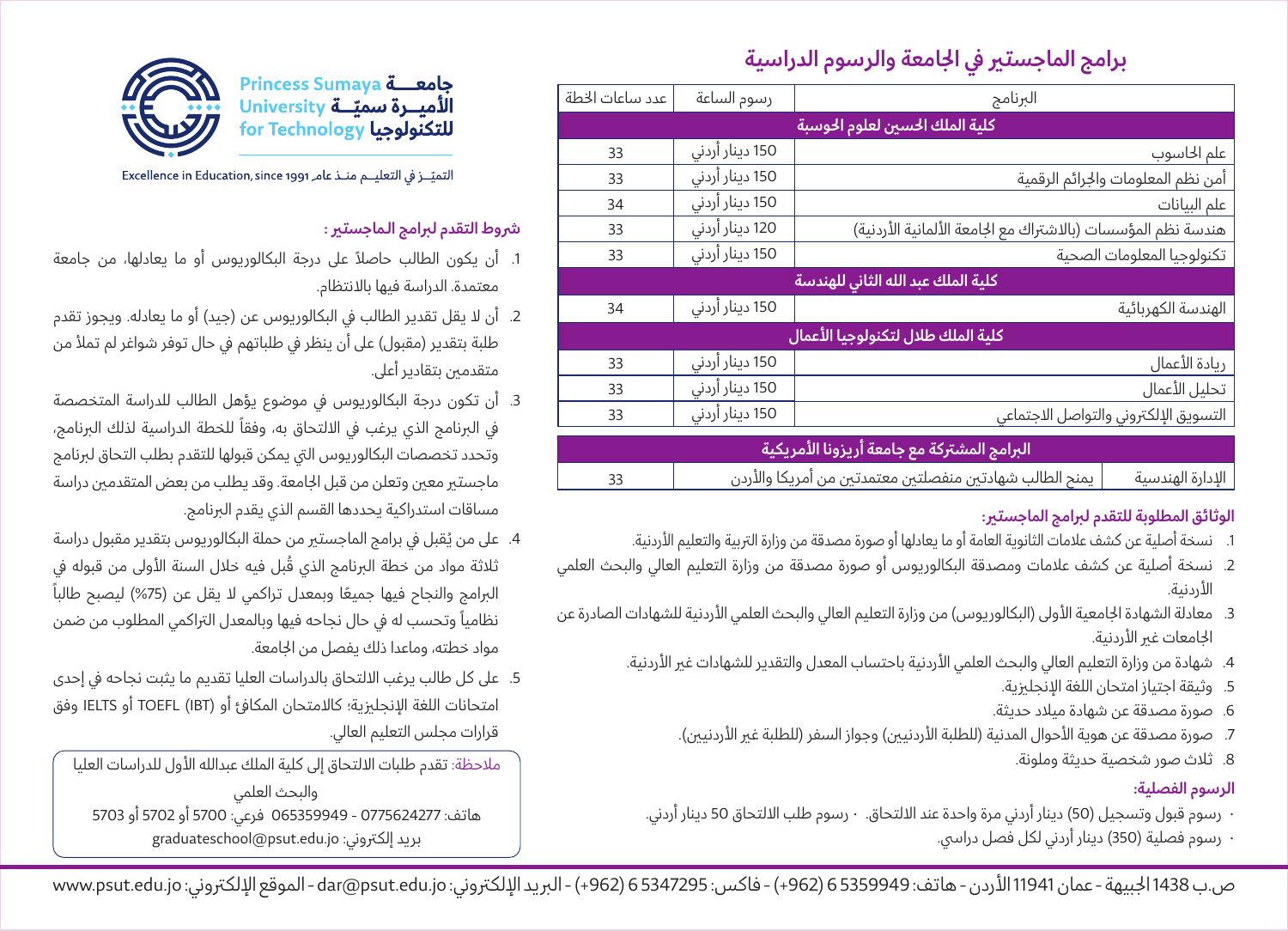جامعة الأميرة سميّة للتكنولوجيا
Princess Sumaya University for Technology

التميّز في التعليم منذ عام 1991 Excellence in Education, since 1991

## برامج الماجستير في الجامعة والرسوم الدراسية

| البرنامج | رسوم الساعة | عدد ساعات الخطة |
|---|---|---|
| **كلية الملك الحسين لعلوم الحوسبة** | | |
| علم الحاسوب | 150 دينار أردني | 33 |
| أمن نظم المعلومات والجرائم الرقمية | 150 دينار أردني | 33 |
| علم البيانات | 150 دينار أردني | 34 |
| هندسة نظم المؤسسات (بالاشتراك مع الجامعة الألمانية الأردنية) | 120 دينار أردني | 33 |
| تكنولوجيا المعلومات الصحية | 150 دينار أردني | 33 |
| **كلية الملك عبد الله الثاني للهندسة** | | |
| الهندسة الكهربائية | 150 دينار أردني | 34 |
| **كلية الملك طلال لتكنولوجيا الأعمال** | | |
| ريادة الأعمال | 150 دينار أردني | 33 |
| تحليل الأعمال | 150 دينار أردني | 33 |
| التسويق الإلكتروني والتواصل الاجتماعي | 150 دينار أردني | 33 |
| **البرامج المشتركة مع جامعة أريزونا الأمريكية** | | |
| الإدارة الهندسية | يمنح الطالب شهادتين منفصلتين معتمدتين من أمريكا والأردن | 33 |

### الوثائق المطلوبة للتقدم لبرامج الماجستير:

1. نسخة أصلية عن كشف علامات الثانوية العامة أو ما يعادلها أو صورة مصدقة من وزارة التربية والتعليم الأردنية.
2. نسخة أصلية عن كشف علامات ومصدقة البكالوريوس أو صورة مصدقة من وزارة التعليم العالي والبحث العلمي الأردنية.
3. معادلة الشهادة الجامعية الأولى (البكالوريوس) من وزارة التعليم العالي والبحث العلمي الأردنية للشهادات الصادرة عن الجامعات غير الأردنية.
4. شهادة من وزارة التعليم العالي والبحث العلمي الأردنية باحتساب المعدل والتقدير للشهادات غير الأردنية.
5. وثيقة اجتياز امتحان اللغة الإنجليزية.
6. صورة مصدقة عن شهادة ميلاد حديثة.
7. صورة مصدقة عن هوية الأحوال المدنية (للطلبة الأردنيين) وجواز السفر (للطلبة غير الأردنيين).
8. ثلاث صور شخصية حديثة وملونة.

### الرسوم الفصلية:

- رسوم قبول وتسجيل (50) دينار أردني مرة واحدة عند الالتحاق. • رسوم طلب الالتحاق 50 دينار أردني.
- رسوم فصلية (350) دينار أردني لكل فصل دراسي.

### شروط التقدم لبرامج الماجستير :

1. أن يكون الطالب حاصلاً على درجة البكالوريوس أو ما يعادلها، من جامعة معتمدة. الدراسة فيها بالانتظام.
2. أن لا يقل تقدير الطالب في البكالوريوس عن (جيد) أو ما يعادله. ويجوز تقدم طلبة بتقدير (مقبول) على أن ينظر في طلباتهم في حال توفر شواغر لم تملأ من متقدمين بتقادير أعلى.
3. أن تكون درجة البكالوريوس في موضوع يؤهل الطالب للدراسة المتخصصة في البرنامج الذي يرغب في الالتحاق به، وفقاً للخطة الدراسية لذلك البرنامج، وتحدد تخصصات البكالوريوس التي يمكن قبولها للتقدم بطلب التحاق لبرنامج ماجستير معين وتعلن من قبل الجامعة. وقد يطلب من بعض المتقدمين دراسة مساقات استدراكية يحددها القسم الذي يقدم البرنامج.
4. على من يُقبل في برامج الماجستير من حملة البكالوريوس بتقدير مقبول دراسة ثلاثة مواد من خطة البرنامج الذي قُبل فيه خلال السنة الأولى من قبوله في البرامج والنجاح فيها جميعًا وبمعدل تراكمي لا يقل عن (75%) ليصبح طالباً نظامياً وتحسب له في حال نجاحه فيها وبالمعدل التراكمي المطلوب من ضمن مواد خطته، وماعدا ذلك يفصل من الجامعة.
5. على كل طالب يرغب الالتحاق بالدراسات العليا تقديم ما يثبت نجاحه في إحدى امتحانات اللغة الإنجليزية؛ كالامتحان المكافئ أو (IBT) TOEFL أو IELTS وفق قرارات مجلس التعليم العالي.

ملاحظة: تقدم طلبات الالتحاق إلى كلية الملك عبدالله الأول للدراسات العليا والبحث العلمي
هاتف: 0775624277 - 065359949 فرعي: 5700 أو 5702 أو 5703
بريد إلكتروني: graduateschool@psut.edu.jo

ص.ب 1438 الجبيهة - عمان 11941 الأردن - هاتف: 5359949 6 (962+) - فاكس: 5347295 6 (962+) - البريد الإلكتروني: dar@psut.edu.jo - الموقع الإلكتروني: www.psut.edu.jo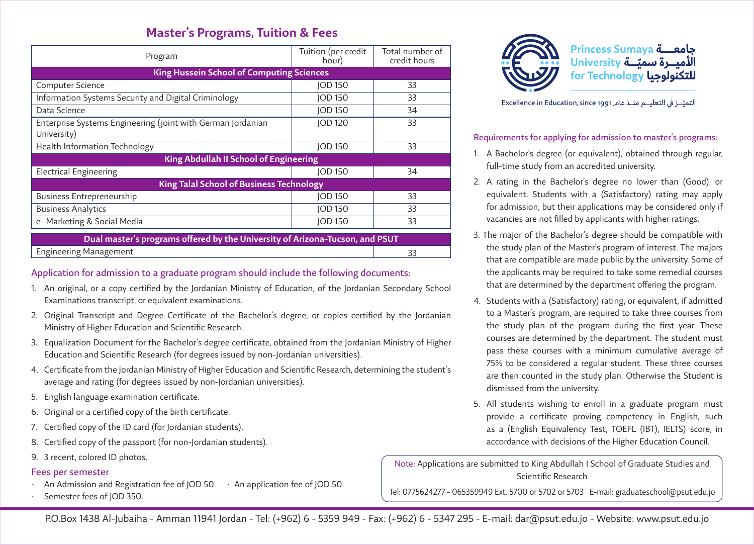## Master's Programs, Tuition & Fees

| Program | Tuition (per credit hour) | Total number of credit hours |
|---|---|---|
| **King Hussein School of Computing Sciences** | | |
| Computer Science | JOD 150 | 33 |
| Information Systems Security and Digital Criminology | JOD 150 | 33 |
| Data Science | JOD 150 | 34 |
| Enterprise Systems Engineering (joint with German Jordanian University) | JOD 120 | 33 |
| Health Information Technology | JOD 150 | 33 |
| **King Abdullah II School of Engineering** | | |
| Electrical Engineering | JOD 150 | 34 |
| **King Talal School of Business Technology** | | |
| Business Entrepreneurship | JOD 150 | 33 |
| Business Analytics | JOD 150 | 33 |
| e- Marketing & Social Media | JOD 150 | 33 |
| **Dual master's programs offered by the University of Arizona-Tucson, and PSUT** | | |
| Engineering Management | | 33 |

### Application for admission to a graduate program should include the following documents:

1. An original, or a copy certified by the Jordanian Ministry of Education, of the Jordanian Secondary School Examinations transcript, or equivalent examinations.
2. Original Transcript and Degree Certificate of the Bachelor's degree, or copies certified by the Jordanian Ministry of Higher Education and Scientific Research.
3. Equalization Document for the Bachelor's degree certificate, obtained from the Jordanian Ministry of Higher Education and Scientific Research (for degrees issued by non-Jordanian universities).
4. Certificate from the Jordanian Ministry of Higher Education and Scientific Research, determining the student's average and rating (for degrees issued by non-Jordanian universities).
5. English language examination certificate.
6. Original or a certified copy of the birth certificate.
7. Certified copy of the ID card (for Jordanian students).
8. Certified copy of the passport (for non-Jordanian students).
9. 3 recent, colored ID photos.

### Fees per semester

- An Admission and Registration fee of JOD 50.
- An application fee of JOD 50.
- Semester fees of JOD 350.

Princess Sumaya University for Technology جامعة الأميرة سميّة للتكنولوجيا

Excellence in Education, since 1991 التميّز في التعليم منذ عام 1991

### Requirements for applying for admission to master's programs:

1. A Bachelor's degree (or equivalent), obtained through regular, full-time study from an accredited university.
2. A rating in the Bachelor's degree no lower than (Good), or equivalent. Students with a (Satisfactory) rating may apply for admission, but their applications may be considered only if vacancies are not filled by applicants with higher ratings.
3. The major of the Bachelor's degree should be compatible with the study plan of the Master's program of interest. The majors that are compatible are made public by the university. Some of the applicants may be required to take some remedial courses that are determined by the department offering the program.
4. Students with a (Satisfactory) rating, or equivalent, if admitted to a Master's program, are required to take three courses from the study plan of the program during the first year. These courses are determined by the department. The student must pass these courses with a minimum cumulative average of 75% to be considered a regular student. These three courses are then counted in the study plan. Otherwise the Student is dismissed from the university.
5. All students wishing to enroll in a graduate program must provide a certificate proving competency in English, such as a (English Equivalency Test, TOEFL (IBT), IELTS) score, in accordance with decisions of the Higher Education Council.

Note: Applications are submitted to King Abdullah I School of Graduate Studies and Scientific Research

Tel: 0775624277 - 065359949 Ext. 5700 or 5702 or 5703 E-mail: graduateschool@psut.edu.jo

P.O.Box 1438 Al-Jubaiha - Amman 11941 Jordan - Tel: (+962) 6 - 5359 949 - Fax: (+962) 6 - 5347 295 - E-mail: dar@psut.edu.jo - Website: www.psut.edu.jo